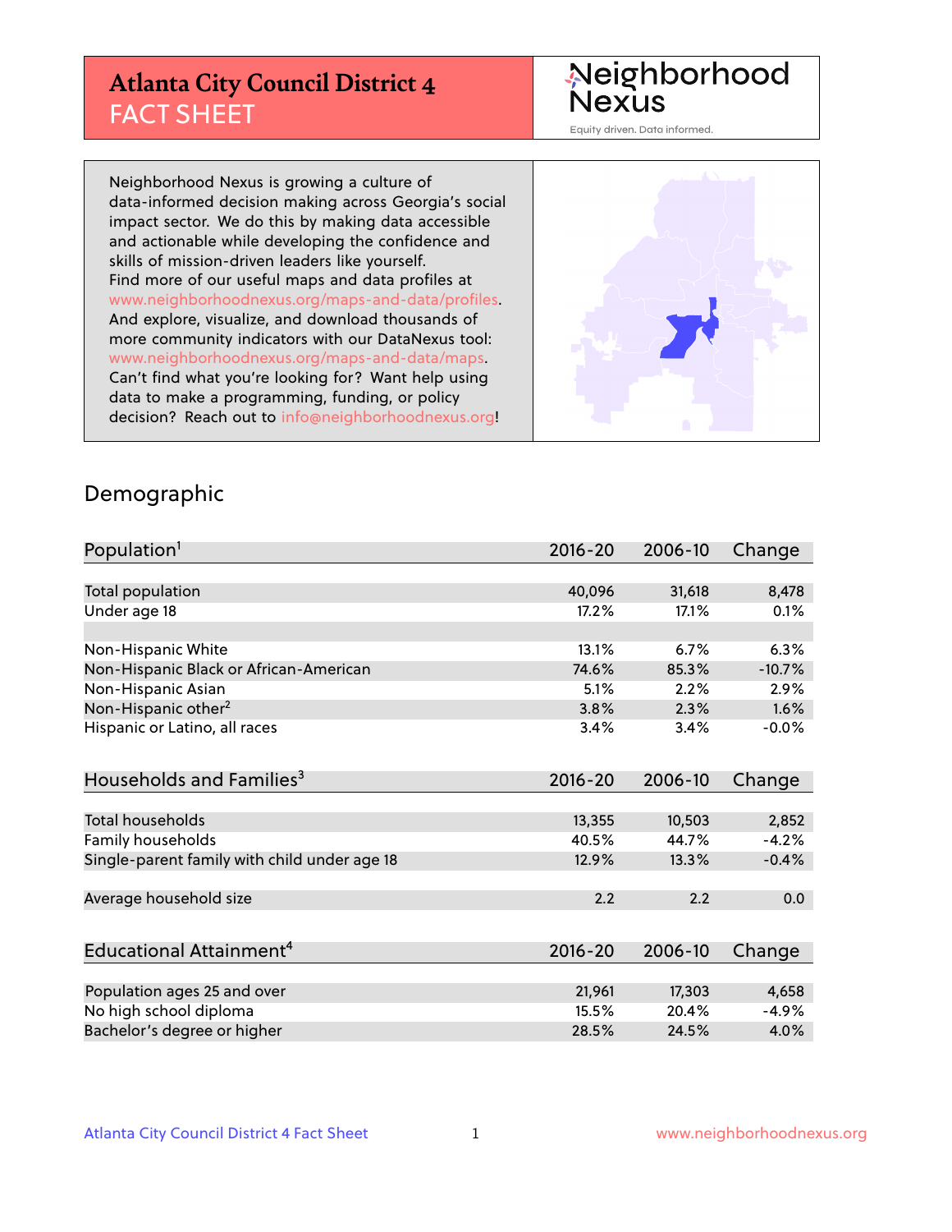# Atlanta City Council District 4
## FACT SHEET

Neighborhood Nexus

Equity driven. Data informed.

Neighborhood Nexus is growing a culture of data-informed decision making across Georgia's social impact sector. We do this by making data accessible and actionable while developing the confidence and skills of mission-driven leaders like yourself. Find more of our useful maps and data profiles at www.neighborhoodnexus.org/maps-and-data/profiles. And explore, visualize, and download thousands of more community indicators with our DataNexus tool: www.neighborhoodnexus.org/maps-and-data/maps. Can't find what you're looking for? Want help using data to make a programming, funding, or policy decision? Reach out to info@neighborhoodnexus.org!

## Demographic

| Population[1] | 2016-20 | 2006-10 | Change |
|---|---|---|---|
| Total population | 40,096 | 31,618 | 8,478 |
| Under age 18 | 17.2% | 17.1% | 0.1% |
| | | | |
| Non-Hispanic White | 13.1% | 6.7% | 6.3% |
| Non-Hispanic Black or African-American | 74.6% | 85.3% | -10.7% |
| Non-Hispanic Asian | 5.1% | 2.2% | 2.9% |
| Non-Hispanic other[2] | 3.8% | 2.3% | 1.6% |
| Hispanic or Latino, all races | 3.4% | 3.4% | -0.0% |

| Households and Families[3] | 2016-20 | 2006-10 | Change |
|---|---|---|---|
| Total households | 13,355 | 10,503 | 2,852 |
| Family households | 40.5% | 44.7% | -4.2% |
| Single-parent family with child under age 18 | 12.9% | 13.3% | -0.4% |
| | | | |
| Average household size | 2.2 | 2.2 | 0.0 |

| Educational Attainment[4] | 2016-20 | 2006-10 | Change |
|---|---|---|---|
| Population ages 25 and over | 21,961 | 17,303 | 4,658 |
| No high school diploma | 15.5% | 20.4% | -4.9% |
| Bachelor's degree or higher | 28.5% | 24.5% | 4.0% |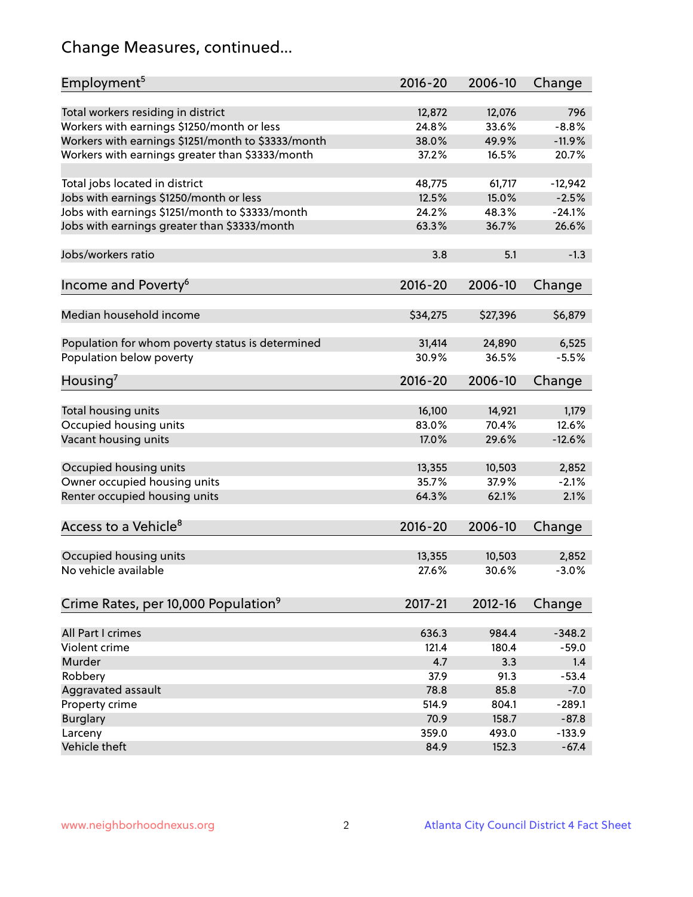# Change Measures, continued...

| Employment[5] | 2016-20 | 2006-10 | Change |
|---|---|---|---|
| Total workers residing in district | 12,872 | 12,076 | 796 |
| Workers with earnings $1250/month or less | 24.8% | 33.6% | -8.8% |
| Workers with earnings $1251/month to $3333/month | 38.0% | 49.9% | -11.9% |
| Workers with earnings greater than $3333/month | 37.2% | 16.5% | 20.7% |
| | | | |
| Total jobs located in district | 48,775 | 61,717 | -12,942 |
| Jobs with earnings $1250/month or less | 12.5% | 15.0% | -2.5% |
| Jobs with earnings $1251/month to $3333/month | 24.2% | 48.3% | -24.1% |
| Jobs with earnings greater than $3333/month | 63.3% | 36.7% | 26.6% |
| | | | |
| Jobs/workers ratio | 3.8 | 5.1 | -1.3 |

| Income and Poverty[6] | 2016-20 | 2006-10 | Change |
|---|---|---|---|
| Median household income | $34,275 | $27,396 | $6,879 |
| | | | |
| Population for whom poverty status is determined | 31,414 | 24,890 | 6,525 |
| Population below poverty | 30.9% | 36.5% | -5.5% |

| Housing[7] | 2016-20 | 2006-10 | Change |
|---|---|---|---|
| Total housing units | 16,100 | 14,921 | 1,179 |
| Occupied housing units | 83.0% | 70.4% | 12.6% |
| Vacant housing units | 17.0% | 29.6% | -12.6% |
| | | | |
| Occupied housing units | 13,355 | 10,503 | 2,852 |
| Owner occupied housing units | 35.7% | 37.9% | -2.1% |
| Renter occupied housing units | 64.3% | 62.1% | 2.1% |

| Access to a Vehicle[8] | 2016-20 | 2006-10 | Change |
|---|---|---|---|
| Occupied housing units | 13,355 | 10,503 | 2,852 |
| No vehicle available | 27.6% | 30.6% | -3.0% |

| Crime Rates, per 10,000 Population[9] | 2017-21 | 2012-16 | Change |
|---|---|---|---|
| All Part I crimes | 636.3 | 984.4 | -348.2 |
| Violent crime | 121.4 | 180.4 | -59.0 |
| Murder | 4.7 | 3.3 | 1.4 |
| Robbery | 37.9 | 91.3 | -53.4 |
| Aggravated assault | 78.8 | 85.8 | -7.0 |
| Property crime | 514.9 | 804.1 | -289.1 |
| Burglary | 70.9 | 158.7 | -87.8 |
| Larceny | 359.0 | 493.0 | -133.9 |
| Vehicle theft | 84.9 | 152.3 | -67.4 |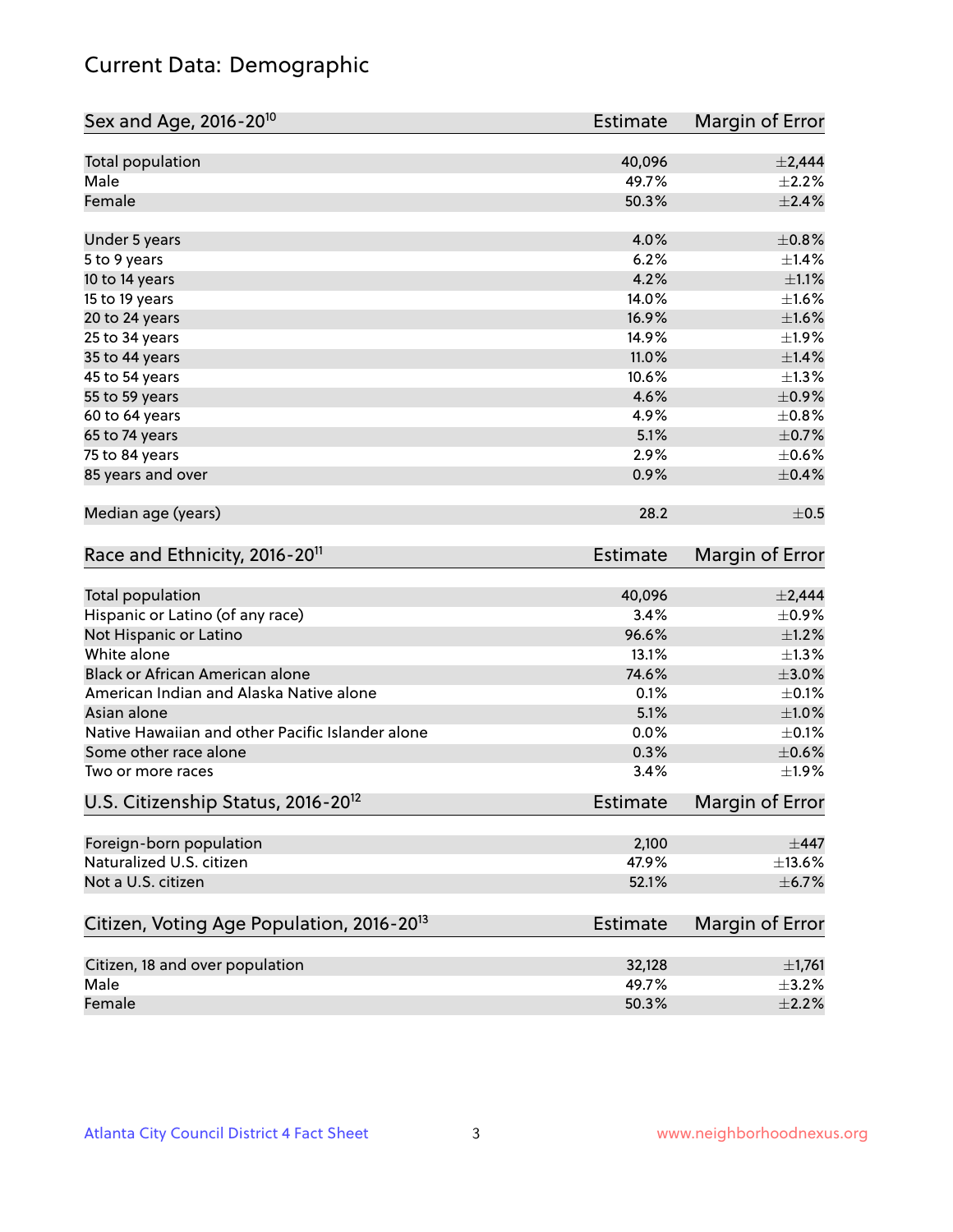# Current Data: Demographic

| Sex and Age, 2016-20[10] | Estimate | Margin of Error |
|---|---|---|
| Total population | 40,096 | ±2,444 |
| Male | 49.7% | ±2.2% |
| Female | 50.3% | ±2.4% |
| Under 5 years | 4.0% | ±0.8% |
| 5 to 9 years | 6.2% | ±1.4% |
| 10 to 14 years | 4.2% | ±1.1% |
| 15 to 19 years | 14.0% | ±1.6% |
| 20 to 24 years | 16.9% | ±1.6% |
| 25 to 34 years | 14.9% | ±1.9% |
| 35 to 44 years | 11.0% | ±1.4% |
| 45 to 54 years | 10.6% | ±1.3% |
| 55 to 59 years | 4.6% | ±0.9% |
| 60 to 64 years | 4.9% | ±0.8% |
| 65 to 74 years | 5.1% | ±0.7% |
| 75 to 84 years | 2.9% | ±0.6% |
| 85 years and over | 0.9% | ±0.4% |
| Median age (years) | 28.2 | ±0.5 |

| Race and Ethnicity, 2016-20[11] | Estimate | Margin of Error |
|---|---|---|
| Total population | 40,096 | ±2,444 |
| Hispanic or Latino (of any race) | 3.4% | ±0.9% |
| Not Hispanic or Latino | 96.6% | ±1.2% |
| White alone | 13.1% | ±1.3% |
| Black or African American alone | 74.6% | ±3.0% |
| American Indian and Alaska Native alone | 0.1% | ±0.1% |
| Asian alone | 5.1% | ±1.0% |
| Native Hawaiian and other Pacific Islander alone | 0.0% | ±0.1% |
| Some other race alone | 0.3% | ±0.6% |
| Two or more races | 3.4% | ±1.9% |

| U.S. Citizenship Status, 2016-20[12] | Estimate | Margin of Error |
|---|---|---|
| Foreign-born population | 2,100 | ±447 |
| Naturalized U.S. citizen | 47.9% | ±13.6% |
| Not a U.S. citizen | 52.1% | ±6.7% |

| Citizen, Voting Age Population, 2016-20[13] | Estimate | Margin of Error |
|---|---|---|
| Citizen, 18 and over population | 32,128 | ±1,761 |
| Male | 49.7% | ±3.2% |
| Female | 50.3% | ±2.2% |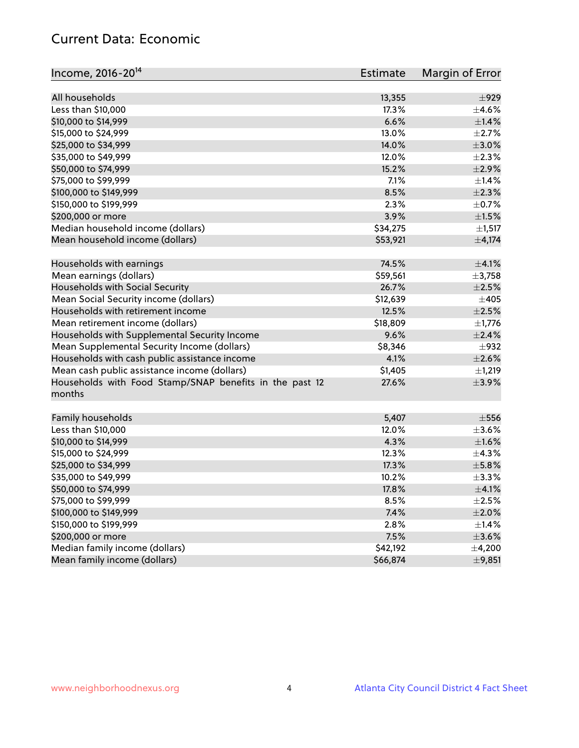## Current Data: Economic

| Income, 2016-20[14] | Estimate | Margin of Error |
|---|---|---|
| All households | 13,355 | ±929 |
| Less than $10,000 | 17.3% | ±4.6% |
| $10,000 to $14,999 | 6.6% | ±1.4% |
| $15,000 to $24,999 | 13.0% | ±2.7% |
| $25,000 to $34,999 | 14.0% | ±3.0% |
| $35,000 to $49,999 | 12.0% | ±2.3% |
| $50,000 to $74,999 | 15.2% | ±2.9% |
| $75,000 to $99,999 | 7.1% | ±1.4% |
| $100,000 to $149,999 | 8.5% | ±2.3% |
| $150,000 to $199,999 | 2.3% | ±0.7% |
| $200,000 or more | 3.9% | ±1.5% |
| Median household income (dollars) | $34,275 | ±1,517 |
| Mean household income (dollars) | $53,921 | ±4,174 |
| | | |
| Households with earnings | 74.5% | ±4.1% |
| Mean earnings (dollars) | $59,561 | ±3,758 |
| Households with Social Security | 26.7% | ±2.5% |
| Mean Social Security income (dollars) | $12,639 | ±405 |
| Households with retirement income | 12.5% | ±2.5% |
| Mean retirement income (dollars) | $18,809 | ±1,776 |
| Households with Supplemental Security Income | 9.6% | ±2.4% |
| Mean Supplemental Security Income (dollars) | $8,346 | ±932 |
| Households with cash public assistance income | 4.1% | ±2.6% |
| Mean cash public assistance income (dollars) | $1,405 | ±1,219 |
| Households with Food Stamp/SNAP benefits in the past 12 months | 27.6% | ±3.9% |
| | | |
| Family households | 5,407 | ±556 |
| Less than $10,000 | 12.0% | ±3.6% |
| $10,000 to $14,999 | 4.3% | ±1.6% |
| $15,000 to $24,999 | 12.3% | ±4.3% |
| $25,000 to $34,999 | 17.3% | ±5.8% |
| $35,000 to $49,999 | 10.2% | ±3.3% |
| $50,000 to $74,999 | 17.8% | ±4.1% |
| $75,000 to $99,999 | 8.5% | ±2.5% |
| $100,000 to $149,999 | 7.4% | ±2.0% |
| $150,000 to $199,999 | 2.8% | ±1.4% |
| $200,000 or more | 7.5% | ±3.6% |
| Median family income (dollars) | $42,192 | ±4,200 |
| Mean family income (dollars) | $66,874 | ±9,851 |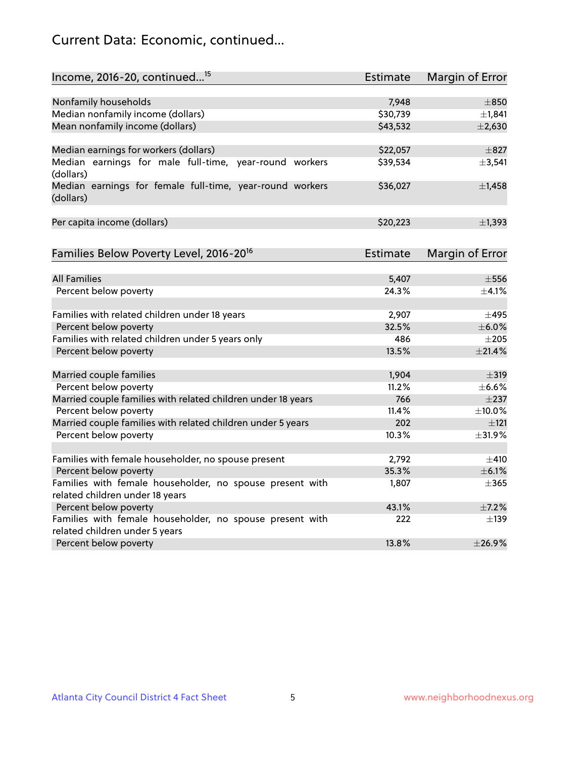# Current Data: Economic, continued...

| Income, 2016-20, continued...[15] | Estimate | Margin of Error |
|---|---|---|
| Nonfamily households | 7,948 | ±850 |
| Median nonfamily income (dollars) | $30,739 | ±1,841 |
| Mean nonfamily income (dollars) | $43,532 | ±2,630 |
| | | |
| Median earnings for workers (dollars) | $22,057 | ±827 |
| Median earnings for male full-time, year-round workers (dollars) | $39,534 | ±3,541 |
| Median earnings for female full-time, year-round workers (dollars) | $36,027 | ±1,458 |
| | | |
| Per capita income (dollars) | $20,223 | ±1,393 |

| Families Below Poverty Level, 2016-20[16] | Estimate | Margin of Error |
|---|---|---|
| All Families | 5,407 | ±556 |
| Percent below poverty | 24.3% | ±4.1% |
| | | |
| Families with related children under 18 years | 2,907 | ±495 |
| Percent below poverty | 32.5% | ±6.0% |
| Families with related children under 5 years only | 486 | ±205 |
| Percent below poverty | 13.5% | ±21.4% |
| | | |
| Married couple families | 1,904 | ±319 |
| Percent below poverty | 11.2% | ±6.6% |
| Married couple families with related children under 18 years | 766 | ±237 |
| Percent below poverty | 11.4% | ±10.0% |
| Married couple families with related children under 5 years | 202 | ±121 |
| Percent below poverty | 10.3% | ±31.9% |
| | | |
| Families with female householder, no spouse present | 2,792 | ±410 |
| Percent below poverty | 35.3% | ±6.1% |
| Families with female householder, no spouse present with related children under 18 years | 1,807 | ±365 |
| Percent below poverty | 43.1% | ±7.2% |
| Families with female householder, no spouse present with related children under 5 years | 222 | ±139 |
| Percent below poverty | 13.8% | ±26.9% |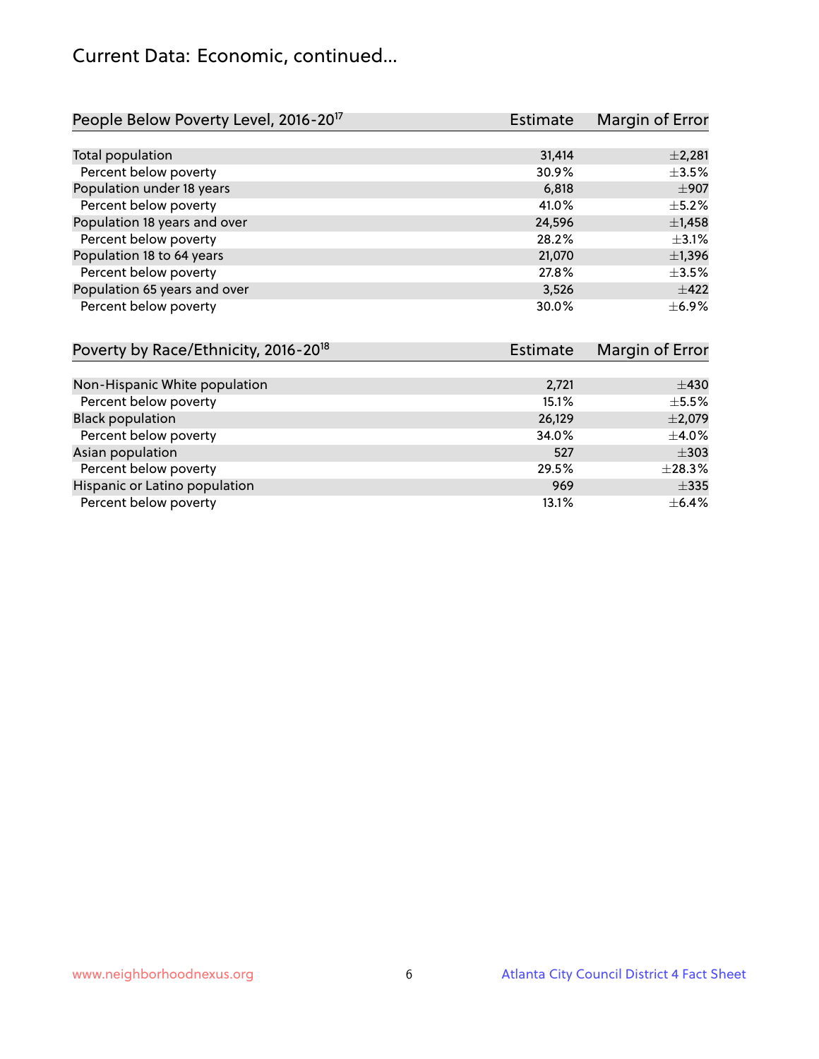## Current Data: Economic, continued...

| People Below Poverty Level, 2016-20[17] | Estimate | Margin of Error |
|---|---|---|
| Total population | 31,414 | ±2,281 |
| Percent below poverty | 30.9% | ±3.5% |
| Population under 18 years | 6,818 | ±907 |
| Percent below poverty | 41.0% | ±5.2% |
| Population 18 years and over | 24,596 | ±1,458 |
| Percent below poverty | 28.2% | ±3.1% |
| Population 18 to 64 years | 21,070 | ±1,396 |
| Percent below poverty | 27.8% | ±3.5% |
| Population 65 years and over | 3,526 | ±422 |
| Percent below poverty | 30.0% | ±6.9% |

| Poverty by Race/Ethnicity, 2016-20[18] | Estimate | Margin of Error |
|---|---|---|
| Non-Hispanic White population | 2,721 | ±430 |
| Percent below poverty | 15.1% | ±5.5% |
| Black population | 26,129 | ±2,079 |
| Percent below poverty | 34.0% | ±4.0% |
| Asian population | 527 | ±303 |
| Percent below poverty | 29.5% | ±28.3% |
| Hispanic or Latino population | 969 | ±335 |
| Percent below poverty | 13.1% | ±6.4% |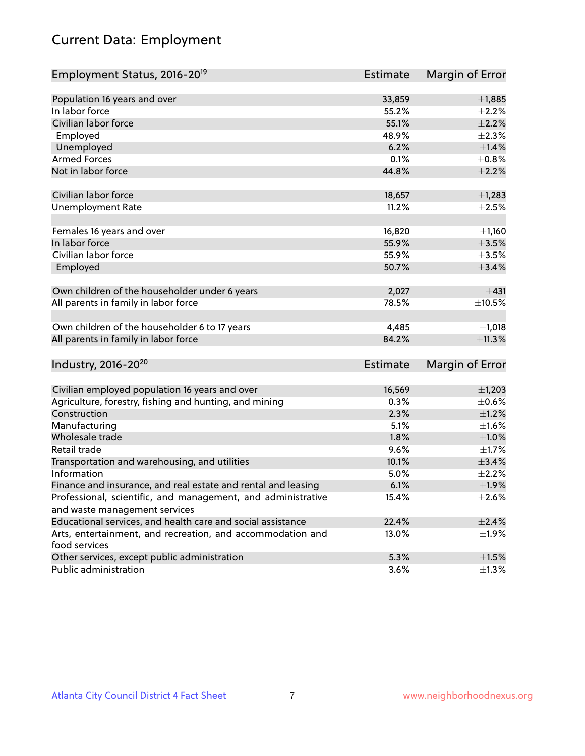# Current Data: Employment

| Employment Status, 2016-20[19] | Estimate | Margin of Error |
|---|---|---|
| Population 16 years and over | 33,859 | ±1,885 |
| In labor force | 55.2% | ±2.2% |
| Civilian labor force | 55.1% | ±2.2% |
| Employed | 48.9% | ±2.3% |
| Unemployed | 6.2% | ±1.4% |
| Armed Forces | 0.1% | ±0.8% |
| Not in labor force | 44.8% | ±2.2% |
| | | |
| Civilian labor force | 18,657 | ±1,283 |
| Unemployment Rate | 11.2% | ±2.5% |
| | | |
| Females 16 years and over | 16,820 | ±1,160 |
| In labor force | 55.9% | ±3.5% |
| Civilian labor force | 55.9% | ±3.5% |
| Employed | 50.7% | ±3.4% |
| | | |
| Own children of the householder under 6 years | 2,027 | ±431 |
| All parents in family in labor force | 78.5% | ±10.5% |
| | | |
| Own children of the householder 6 to 17 years | 4,485 | ±1,018 |
| All parents in family in labor force | 84.2% | ±11.3% |

| Industry, 2016-20[20] | Estimate | Margin of Error |
|---|---|---|
| Civilian employed population 16 years and over | 16,569 | ±1,203 |
| Agriculture, forestry, fishing and hunting, and mining | 0.3% | ±0.6% |
| Construction | 2.3% | ±1.2% |
| Manufacturing | 5.1% | ±1.6% |
| Wholesale trade | 1.8% | ±1.0% |
| Retail trade | 9.6% | ±1.7% |
| Transportation and warehousing, and utilities | 10.1% | ±3.4% |
| Information | 5.0% | ±2.2% |
| Finance and insurance, and real estate and rental and leasing | 6.1% | ±1.9% |
| Professional, scientific, and management, and administrative and waste management services | 15.4% | ±2.6% |
| Educational services, and health care and social assistance | 22.4% | ±2.4% |
| Arts, entertainment, and recreation, and accommodation and food services | 13.0% | ±1.9% |
| Other services, except public administration | 5.3% | ±1.5% |
| Public administration | 3.6% | ±1.3% |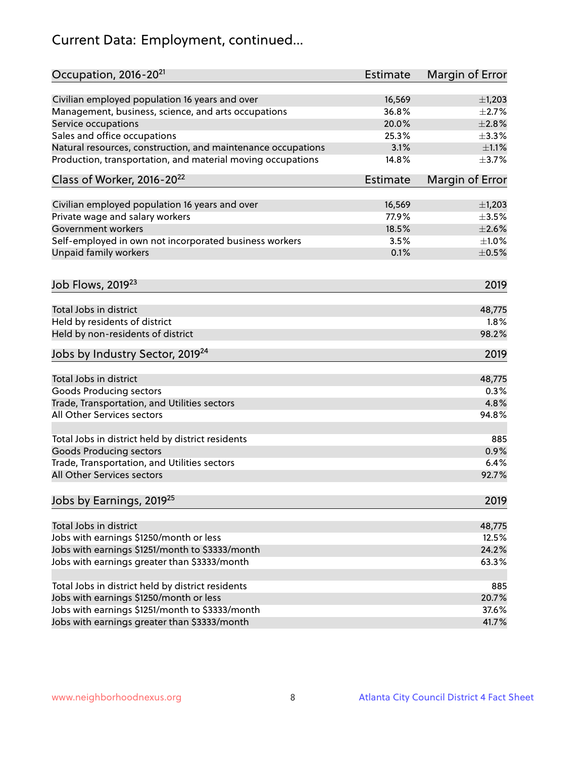# Current Data: Employment, continued...

| Occupation, 2016-20[21] | Estimate | Margin of Error |
|---|---|---|
| Civilian employed population 16 years and over | 16,569 | ±1,203 |
| Management, business, science, and arts occupations | 36.8% | ±2.7% |
| Service occupations | 20.0% | ±2.8% |
| Sales and office occupations | 25.3% | ±3.3% |
| Natural resources, construction, and maintenance occupations | 3.1% | ±1.1% |
| Production, transportation, and material moving occupations | 14.8% | ±3.7% |

| Class of Worker, 2016-20[22] | Estimate | Margin of Error |
|---|---|---|
| Civilian employed population 16 years and over | 16,569 | ±1,203 |
| Private wage and salary workers | 77.9% | ±3.5% |
| Government workers | 18.5% | ±2.6% |
| Self-employed in own not incorporated business workers | 3.5% | ±1.0% |
| Unpaid family workers | 0.1% | ±0.5% |

| Job Flows, 2019[23] | 2019 |
|---|---|
| Total Jobs in district | 48,775 |
| Held by residents of district | 1.8% |
| Held by non-residents of district | 98.2% |

| Jobs by Industry Sector, 2019[24] | 2019 |
|---|---|
| Total Jobs in district | 48,775 |
| Goods Producing sectors | 0.3% |
| Trade, Transportation, and Utilities sectors | 4.8% |
| All Other Services sectors | 94.8% |
| | |
| Total Jobs in district held by district residents | 885 |
| Goods Producing sectors | 0.9% |
| Trade, Transportation, and Utilities sectors | 6.4% |
| All Other Services sectors | 92.7% |

| Jobs by Earnings, 2019[25] | 2019 |
|---|---|
| Total Jobs in district | 48,775 |
| Jobs with earnings $1250/month or less | 12.5% |
| Jobs with earnings $1251/month to $3333/month | 24.2% |
| Jobs with earnings greater than $3333/month | 63.3% |
| | |
| Total Jobs in district held by district residents | 885 |
| Jobs with earnings $1250/month or less | 20.7% |
| Jobs with earnings $1251/month to $3333/month | 37.6% |
| Jobs with earnings greater than $3333/month | 41.7% |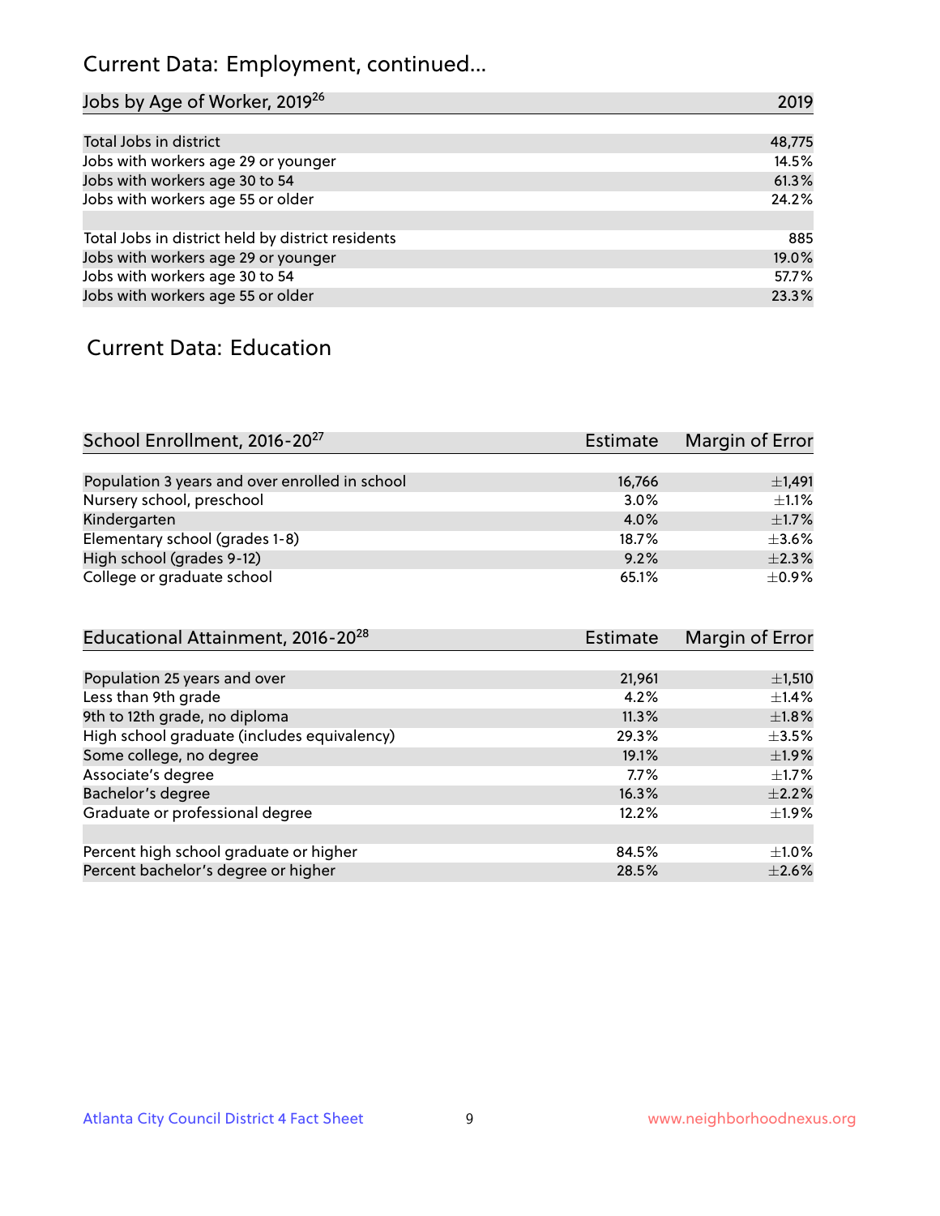## Current Data: Employment, continued...

| Jobs by Age of Worker, 2019[26] | 2019 |
|---|---|
| Total Jobs in district | 48,775 |
| Jobs with workers age 29 or younger | 14.5% |
| Jobs with workers age 30 to 54 | 61.3% |
| Jobs with workers age 55 or older | 24.2% |
| | |
| Total Jobs in district held by district residents | 885 |
| Jobs with workers age 29 or younger | 19.0% |
| Jobs with workers age 30 to 54 | 57.7% |
| Jobs with workers age 55 or older | 23.3% |

## Current Data: Education

| School Enrollment, 2016-20[27] | Estimate | Margin of Error |
|---|---|---|
| Population 3 years and over enrolled in school | 16,766 | ±1,491 |
| Nursery school, preschool | 3.0% | ±1.1% |
| Kindergarten | 4.0% | ±1.7% |
| Elementary school (grades 1-8) | 18.7% | ±3.6% |
| High school (grades 9-12) | 9.2% | ±2.3% |
| College or graduate school | 65.1% | ±0.9% |

| Educational Attainment, 2016-20[28] | Estimate | Margin of Error |
|---|---|---|
| Population 25 years and over | 21,961 | ±1,510 |
| Less than 9th grade | 4.2% | ±1.4% |
| 9th to 12th grade, no diploma | 11.3% | ±1.8% |
| High school graduate (includes equivalency) | 29.3% | ±3.5% |
| Some college, no degree | 19.1% | ±1.9% |
| Associate's degree | 7.7% | ±1.7% |
| Bachelor's degree | 16.3% | ±2.2% |
| Graduate or professional degree | 12.2% | ±1.9% |
| | | |
| Percent high school graduate or higher | 84.5% | ±1.0% |
| Percent bachelor's degree or higher | 28.5% | ±2.6% |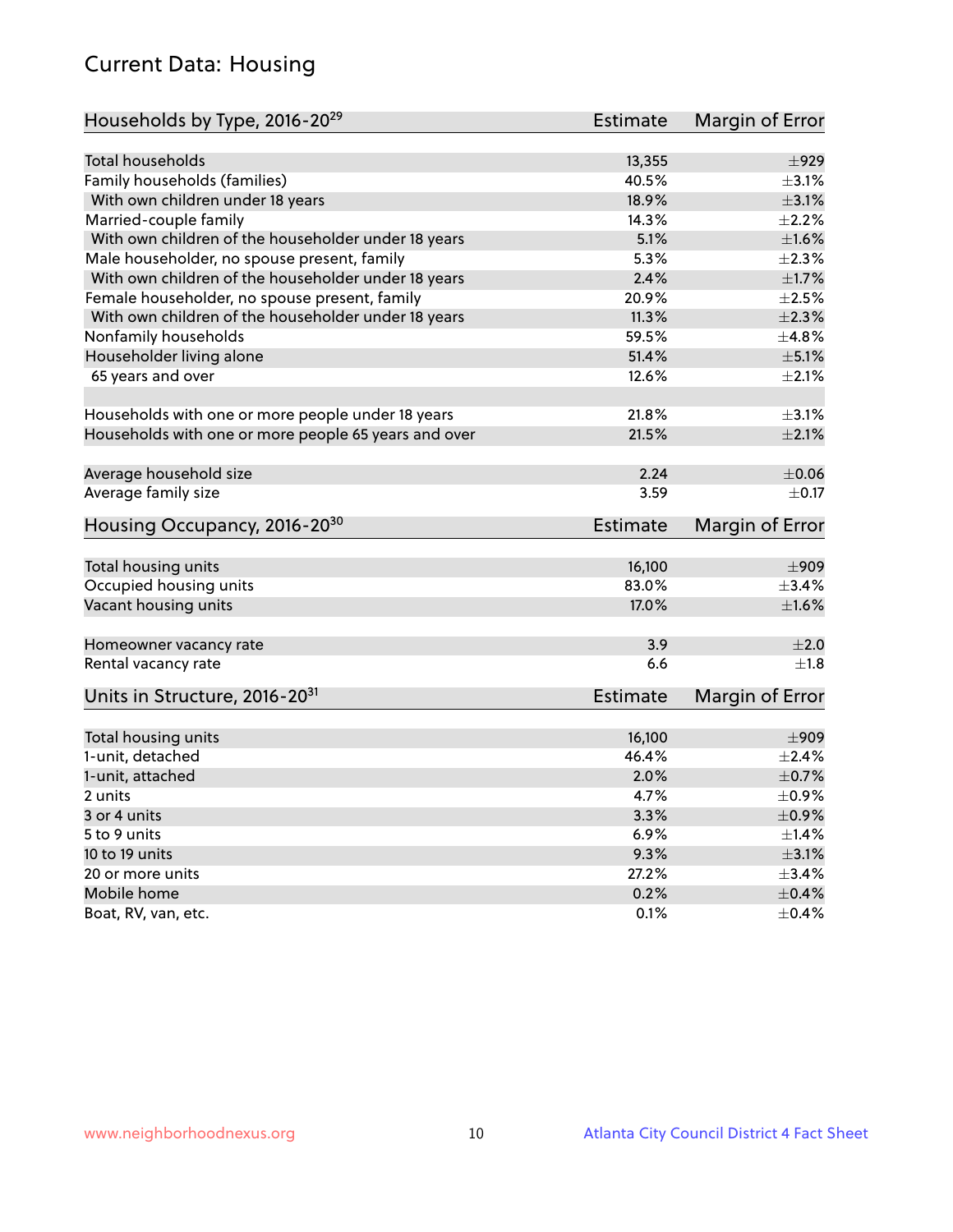## Current Data: Housing

| Households by Type, 2016-20[29] | Estimate | Margin of Error |
|---|---|---|
| Total households | 13,355 | ±929 |
| Family households (families) | 40.5% | ±3.1% |
| With own children under 18 years | 18.9% | ±3.1% |
| Married-couple family | 14.3% | ±2.2% |
| With own children of the householder under 18 years | 5.1% | ±1.6% |
| Male householder, no spouse present, family | 5.3% | ±2.3% |
| With own children of the householder under 18 years | 2.4% | ±1.7% |
| Female householder, no spouse present, family | 20.9% | ±2.5% |
| With own children of the householder under 18 years | 11.3% | ±2.3% |
| Nonfamily households | 59.5% | ±4.8% |
| Householder living alone | 51.4% | ±5.1% |
| 65 years and over | 12.6% | ±2.1% |
| | | |
| Households with one or more people under 18 years | 21.8% | ±3.1% |
| Households with one or more people 65 years and over | 21.5% | ±2.1% |
| | | |
| Average household size | 2.24 | ±0.06 |
| Average family size | 3.59 | ±0.17 |

| Housing Occupancy, 2016-20[30] | Estimate | Margin of Error |
|---|---|---|
| Total housing units | 16,100 | ±909 |
| Occupied housing units | 83.0% | ±3.4% |
| Vacant housing units | 17.0% | ±1.6% |
| | | |
| Homeowner vacancy rate | 3.9 | ±2.0 |
| Rental vacancy rate | 6.6 | ±1.8 |

| Units in Structure, 2016-20[31] | Estimate | Margin of Error |
|---|---|---|
| Total housing units | 16,100 | ±909 |
| 1-unit, detached | 46.4% | ±2.4% |
| 1-unit, attached | 2.0% | ±0.7% |
| 2 units | 4.7% | ±0.9% |
| 3 or 4 units | 3.3% | ±0.9% |
| 5 to 9 units | 6.9% | ±1.4% |
| 10 to 19 units | 9.3% | ±3.1% |
| 20 or more units | 27.2% | ±3.4% |
| Mobile home | 0.2% | ±0.4% |
| Boat, RV, van, etc. | 0.1% | ±0.4% |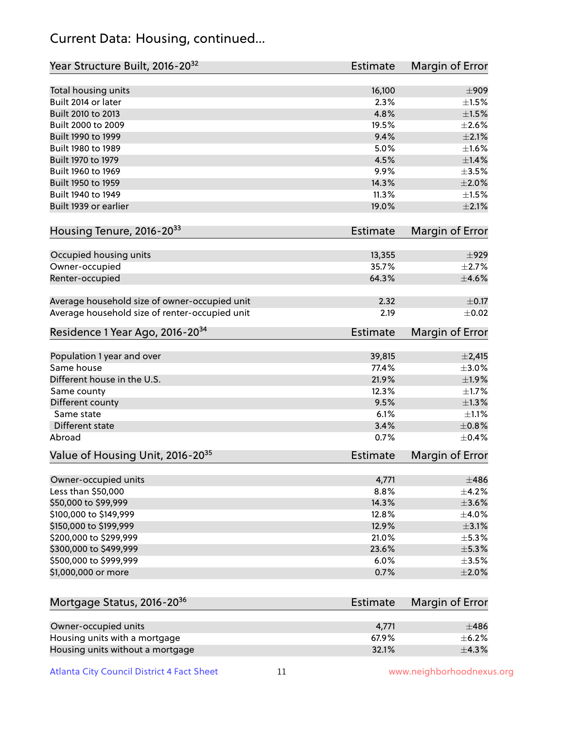## Current Data: Housing, continued...

| Year Structure Built, 2016-20[32] | Estimate | Margin of Error |
|---|---|---|
| Total housing units | 16,100 | ±909 |
| Built 2014 or later | 2.3% | ±1.5% |
| Built 2010 to 2013 | 4.8% | ±1.5% |
| Built 2000 to 2009 | 19.5% | ±2.6% |
| Built 1990 to 1999 | 9.4% | ±2.1% |
| Built 1980 to 1989 | 5.0% | ±1.6% |
| Built 1970 to 1979 | 4.5% | ±1.4% |
| Built 1960 to 1969 | 9.9% | ±3.5% |
| Built 1950 to 1959 | 14.3% | ±2.0% |
| Built 1940 to 1949 | 11.3% | ±1.5% |
| Built 1939 or earlier | 19.0% | ±2.1% |

| Housing Tenure, 2016-20[33] | Estimate | Margin of Error |
|---|---|---|
| Occupied housing units | 13,355 | ±929 |
| Owner-occupied | 35.7% | ±2.7% |
| Renter-occupied | 64.3% | ±4.6% |
| Average household size of owner-occupied unit | 2.32 | ±0.17 |
| Average household size of renter-occupied unit | 2.19 | ±0.02 |

| Residence 1 Year Ago, 2016-20[34] | Estimate | Margin of Error |
|---|---|---|
| Population 1 year and over | 39,815 | ±2,415 |
| Same house | 77.4% | ±3.0% |
| Different house in the U.S. | 21.9% | ±1.9% |
| Same county | 12.3% | ±1.7% |
| Different county | 9.5% | ±1.3% |
| Same state | 6.1% | ±1.1% |
| Different state | 3.4% | ±0.8% |
| Abroad | 0.7% | ±0.4% |

| Value of Housing Unit, 2016-20[35] | Estimate | Margin of Error |
|---|---|---|
| Owner-occupied units | 4,771 | ±486 |
| Less than $50,000 | 8.8% | ±4.2% |
| $50,000 to $99,999 | 14.3% | ±3.6% |
| $100,000 to $149,999 | 12.8% | ±4.0% |
| $150,000 to $199,999 | 12.9% | ±3.1% |
| $200,000 to $299,999 | 21.0% | ±5.3% |
| $300,000 to $499,999 | 23.6% | ±5.3% |
| $500,000 to $999,999 | 6.0% | ±3.5% |
| $1,000,000 or more | 0.7% | ±2.0% |

| Mortgage Status, 2016-20[36] | Estimate | Margin of Error |
|---|---|---|
| Owner-occupied units | 4,771 | ±486 |
| Housing units with a mortgage | 67.9% | ±6.2% |
| Housing units without a mortgage | 32.1% | ±4.3% |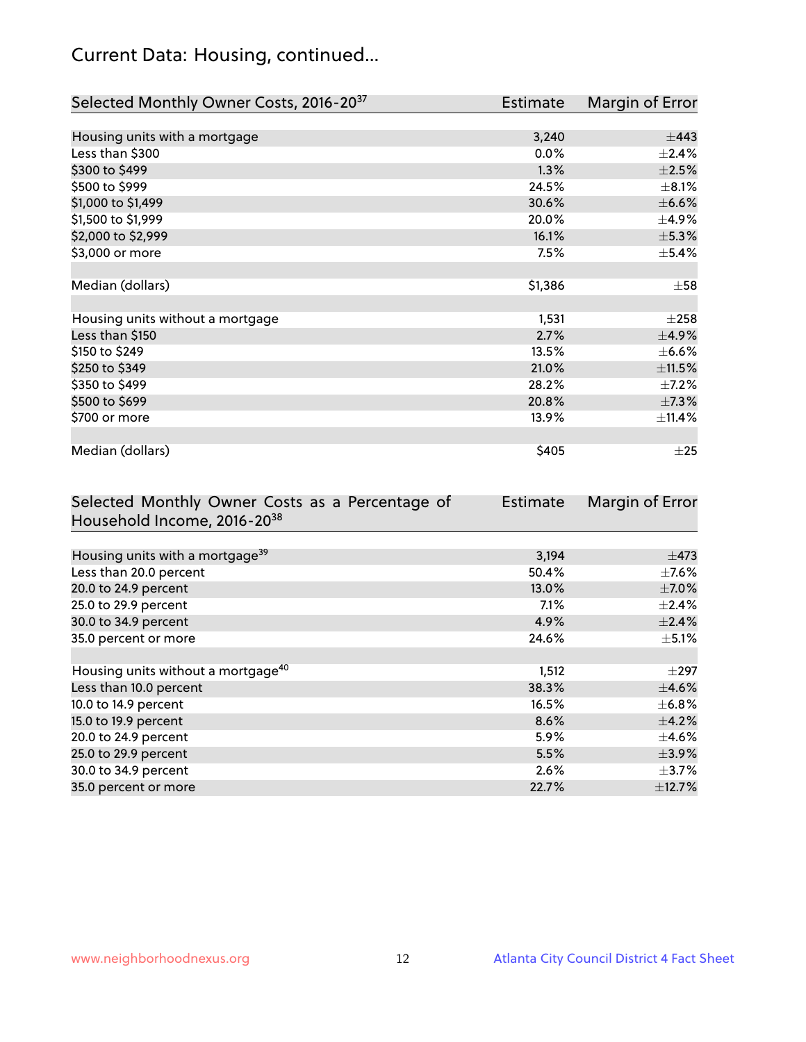# Current Data: Housing, continued...

| Selected Monthly Owner Costs, 2016-20[37] | Estimate | Margin of Error |
|---|---|---|
| Housing units with a mortgage | 3,240 | ±443 |
| Less than $300 | 0.0% | ±2.4% |
| $300 to $499 | 1.3% | ±2.5% |
| $500 to $999 | 24.5% | ±8.1% |
| $1,000 to $1,499 | 30.6% | ±6.6% |
| $1,500 to $1,999 | 20.0% | ±4.9% |
| $2,000 to $2,999 | 16.1% | ±5.3% |
| $3,000 or more | 7.5% | ±5.4% |
| | | |
| Median (dollars) | $1,386 | ±58 |
| | | |
| Housing units without a mortgage | 1,531 | ±258 |
| Less than $150 | 2.7% | ±4.9% |
| $150 to $249 | 13.5% | ±6.6% |
| $250 to $349 | 21.0% | ±11.5% |
| $350 to $499 | 28.2% | ±7.2% |
| $500 to $699 | 20.8% | ±7.3% |
| $700 or more | 13.9% | ±11.4% |
| | | |
| Median (dollars) | $405 | ±25 |

| Selected Monthly Owner Costs as a Percentage of Household Income, 2016-20[38] | Estimate | Margin of Error |
|---|---|---|
| Housing units with a mortgage[39] | 3,194 | ±473 |
| Less than 20.0 percent | 50.4% | ±7.6% |
| 20.0 to 24.9 percent | 13.0% | ±7.0% |
| 25.0 to 29.9 percent | 7.1% | ±2.4% |
| 30.0 to 34.9 percent | 4.9% | ±2.4% |
| 35.0 percent or more | 24.6% | ±5.1% |
| | | |
| Housing units without a mortgage[40] | 1,512 | ±297 |
| Less than 10.0 percent | 38.3% | ±4.6% |
| 10.0 to 14.9 percent | 16.5% | ±6.8% |
| 15.0 to 19.9 percent | 8.6% | ±4.2% |
| 20.0 to 24.9 percent | 5.9% | ±4.6% |
| 25.0 to 29.9 percent | 5.5% | ±3.9% |
| 30.0 to 34.9 percent | 2.6% | ±3.7% |
| 35.0 percent or more | 22.7% | ±12.7% |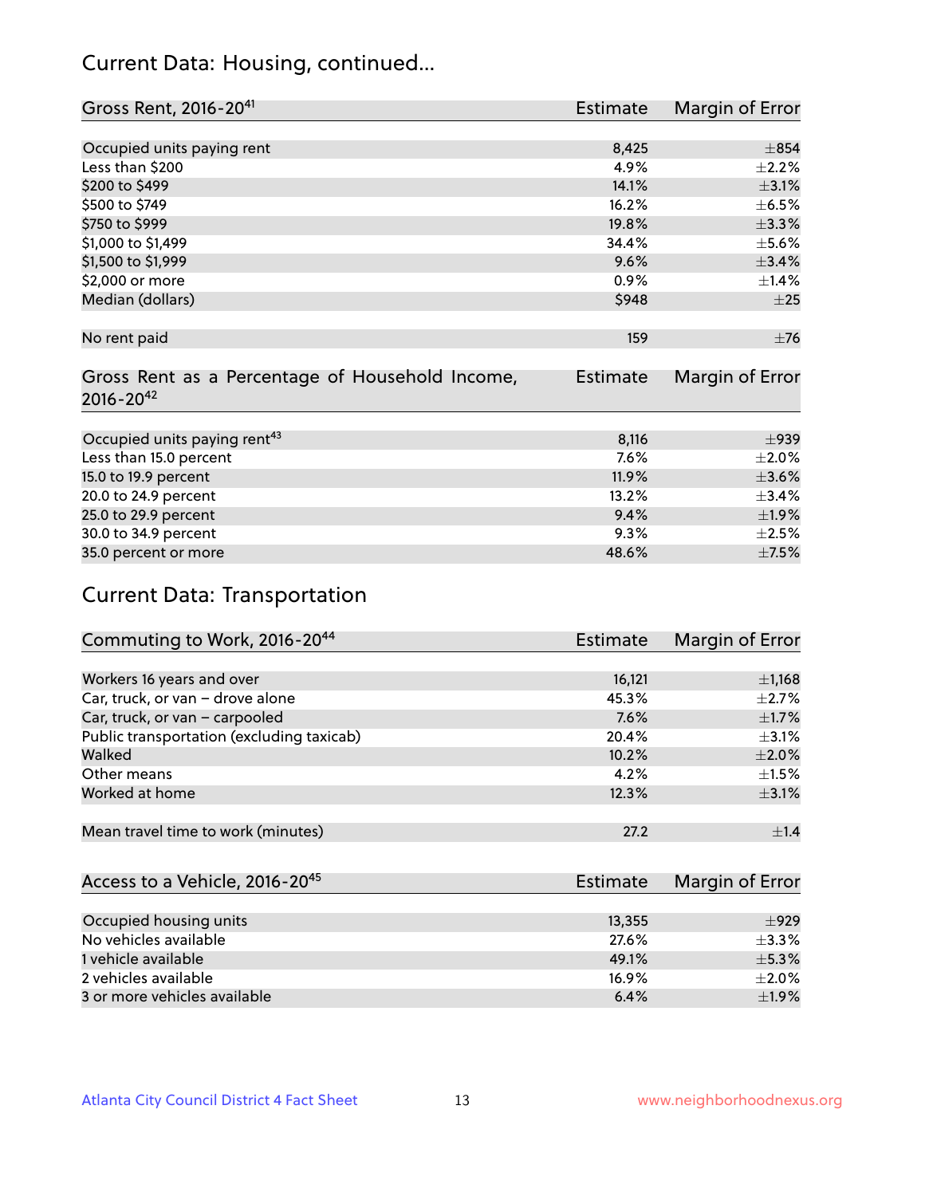## Current Data: Housing, continued...

| Gross Rent, 2016-20[41] | Estimate | Margin of Error |
|---|---|---|
| Occupied units paying rent | 8,425 | ±854 |
| Less than $200 | 4.9% | ±2.2% |
| $200 to $499 | 14.1% | ±3.1% |
| $500 to $749 | 16.2% | ±6.5% |
| $750 to $999 | 19.8% | ±3.3% |
| $1,000 to $1,499 | 34.4% | ±5.6% |
| $1,500 to $1,999 | 9.6% | ±3.4% |
| $2,000 or more | 0.9% | ±1.4% |
| Median (dollars) | $948 | ±25 |
| No rent paid | 159 | ±76 |

| Gross Rent as a Percentage of Household Income, 2016-20[42] | Estimate | Margin of Error |
|---|---|---|
| Occupied units paying rent[43] | 8,116 | ±939 |
| Less than 15.0 percent | 7.6% | ±2.0% |
| 15.0 to 19.9 percent | 11.9% | ±3.6% |
| 20.0 to 24.9 percent | 13.2% | ±3.4% |
| 25.0 to 29.9 percent | 9.4% | ±1.9% |
| 30.0 to 34.9 percent | 9.3% | ±2.5% |
| 35.0 percent or more | 48.6% | ±7.5% |

## Current Data: Transportation

| Commuting to Work, 2016-20[44] | Estimate | Margin of Error |
|---|---|---|
| Workers 16 years and over | 16,121 | ±1,168 |
| Car, truck, or van – drove alone | 45.3% | ±2.7% |
| Car, truck, or van – carpooled | 7.6% | ±1.7% |
| Public transportation (excluding taxicab) | 20.4% | ±3.1% |
| Walked | 10.2% | ±2.0% |
| Other means | 4.2% | ±1.5% |
| Worked at home | 12.3% | ±3.1% |
| Mean travel time to work (minutes) | 27.2 | ±1.4 |

| Access to a Vehicle, 2016-20[45] | Estimate | Margin of Error |
|---|---|---|
| Occupied housing units | 13,355 | ±929 |
| No vehicles available | 27.6% | ±3.3% |
| 1 vehicle available | 49.1% | ±5.3% |
| 2 vehicles available | 16.9% | ±2.0% |
| 3 or more vehicles available | 6.4% | ±1.9% |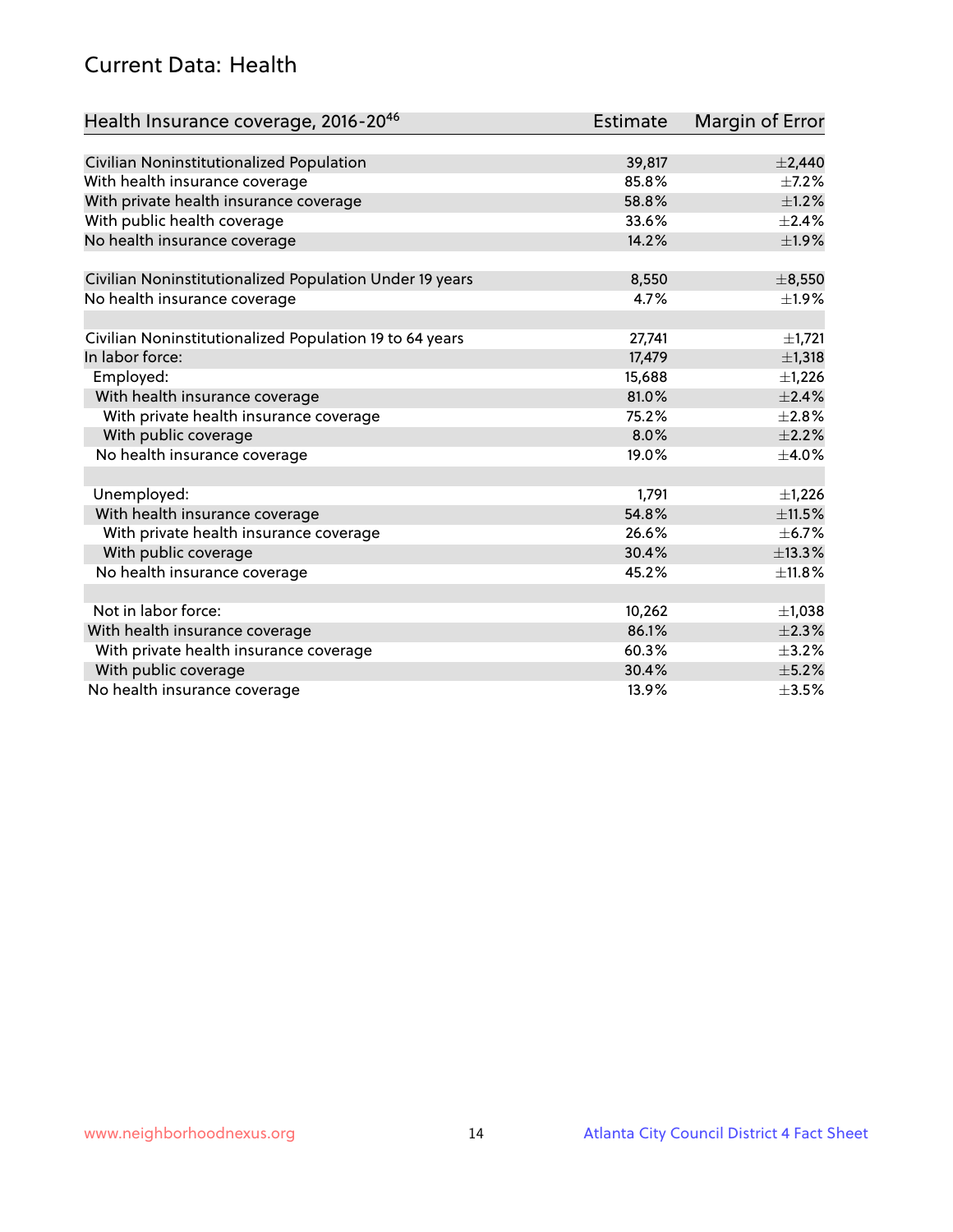## Current Data: Health

| Health Insurance coverage, 2016-20[46] | Estimate | Margin of Error |
|---|---|---|
| Civilian Noninstitutionalized Population | 39,817 | ±2,440 |
| With health insurance coverage | 85.8% | ±7.2% |
| With private health insurance coverage | 58.8% | ±1.2% |
| With public health coverage | 33.6% | ±2.4% |
| No health insurance coverage | 14.2% | ±1.9% |
| | | |
| Civilian Noninstitutionalized Population Under 19 years | 8,550 | ±8,550 |
| No health insurance coverage | 4.7% | ±1.9% |
| | | |
| Civilian Noninstitutionalized Population 19 to 64 years | 27,741 | ±1,721 |
| In labor force: | 17,479 | ±1,318 |
| Employed: | 15,688 | ±1,226 |
| With health insurance coverage | 81.0% | ±2.4% |
| With private health insurance coverage | 75.2% | ±2.8% |
| With public coverage | 8.0% | ±2.2% |
| No health insurance coverage | 19.0% | ±4.0% |
| | | |
| Unemployed: | 1,791 | ±1,226 |
| With health insurance coverage | 54.8% | ±11.5% |
| With private health insurance coverage | 26.6% | ±6.7% |
| With public coverage | 30.4% | ±13.3% |
| No health insurance coverage | 45.2% | ±11.8% |
| | | |
| Not in labor force: | 10,262 | ±1,038 |
| With health insurance coverage | 86.1% | ±2.3% |
| With private health insurance coverage | 60.3% | ±3.2% |
| With public coverage | 30.4% | ±5.2% |
| No health insurance coverage | 13.9% | ±3.5% |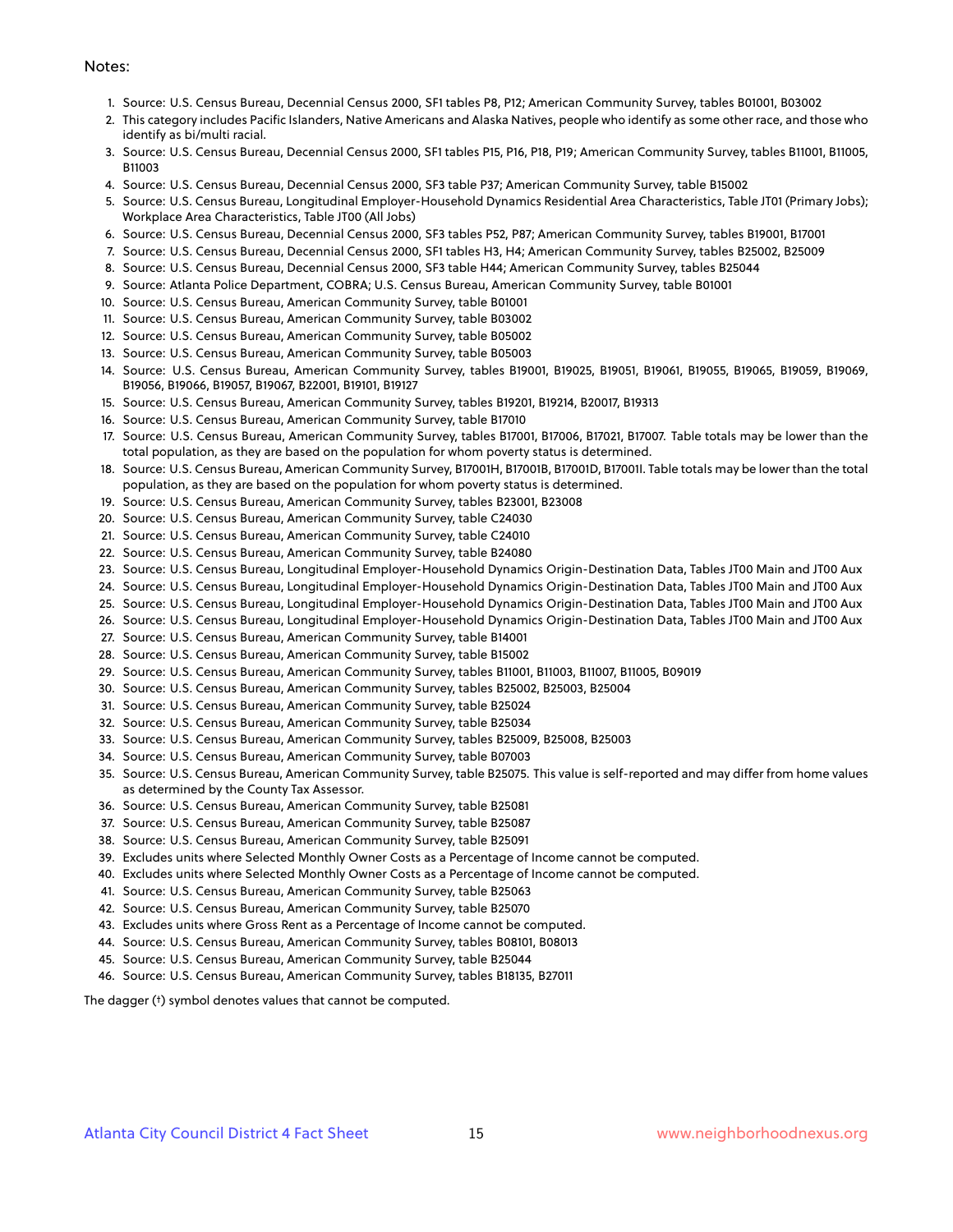Notes:

1. Source: U.S. Census Bureau, Decennial Census 2000, SF1 tables P8, P12; American Community Survey, tables B01001, B03002
2. This category includes Pacific Islanders, Native Americans and Alaska Natives, people who identify as some other race, and those who identify as bi/multi racial.
3. Source: U.S. Census Bureau, Decennial Census 2000, SF1 tables P15, P16, P18, P19; American Community Survey, tables B11001, B11005, B11003
4. Source: U.S. Census Bureau, Decennial Census 2000, SF3 table P37; American Community Survey, table B15002
5. Source: U.S. Census Bureau, Longitudinal Employer-Household Dynamics Residential Area Characteristics, Table JT01 (Primary Jobs); Workplace Area Characteristics, Table JT00 (All Jobs)
6. Source: U.S. Census Bureau, Decennial Census 2000, SF3 tables P52, P87; American Community Survey, tables B19001, B17001
7. Source: U.S. Census Bureau, Decennial Census 2000, SF1 tables H3, H4; American Community Survey, tables B25002, B25009
8. Source: U.S. Census Bureau, Decennial Census 2000, SF3 table H44; American Community Survey, tables B25044
9. Source: Atlanta Police Department, COBRA; U.S. Census Bureau, American Community Survey, table B01001
10. Source: U.S. Census Bureau, American Community Survey, table B01001
11. Source: U.S. Census Bureau, American Community Survey, table B03002
12. Source: U.S. Census Bureau, American Community Survey, table B05002
13. Source: U.S. Census Bureau, American Community Survey, table B05003
14. Source: U.S. Census Bureau, American Community Survey, tables B19001, B19025, B19051, B19061, B19055, B19065, B19059, B19069, B19056, B19066, B19057, B19067, B22001, B19101, B19127
15. Source: U.S. Census Bureau, American Community Survey, tables B19201, B19214, B20017, B19313
16. Source: U.S. Census Bureau, American Community Survey, table B17010
17. Source: U.S. Census Bureau, American Community Survey, tables B17001, B17006, B17021, B17007. Table totals may be lower than the total population, as they are based on the population for whom poverty status is determined.
18. Source: U.S. Census Bureau, American Community Survey, B17001H, B17001B, B17001D, B17001I. Table totals may be lower than the total population, as they are based on the population for whom poverty status is determined.
19. Source: U.S. Census Bureau, American Community Survey, tables B23001, B23008
20. Source: U.S. Census Bureau, American Community Survey, table C24030
21. Source: U.S. Census Bureau, American Community Survey, table C24010
22. Source: U.S. Census Bureau, American Community Survey, table B24080
23. Source: U.S. Census Bureau, Longitudinal Employer-Household Dynamics Origin-Destination Data, Tables JT00 Main and JT00 Aux
24. Source: U.S. Census Bureau, Longitudinal Employer-Household Dynamics Origin-Destination Data, Tables JT00 Main and JT00 Aux
25. Source: U.S. Census Bureau, Longitudinal Employer-Household Dynamics Origin-Destination Data, Tables JT00 Main and JT00 Aux
26. Source: U.S. Census Bureau, Longitudinal Employer-Household Dynamics Origin-Destination Data, Tables JT00 Main and JT00 Aux
27. Source: U.S. Census Bureau, American Community Survey, table B14001
28. Source: U.S. Census Bureau, American Community Survey, table B15002
29. Source: U.S. Census Bureau, American Community Survey, tables B11001, B11003, B11007, B11005, B09019
30. Source: U.S. Census Bureau, American Community Survey, tables B25002, B25003, B25004
31. Source: U.S. Census Bureau, American Community Survey, table B25024
32. Source: U.S. Census Bureau, American Community Survey, table B25034
33. Source: U.S. Census Bureau, American Community Survey, tables B25009, B25008, B25003
34. Source: U.S. Census Bureau, American Community Survey, table B07003
35. Source: U.S. Census Bureau, American Community Survey, table B25075. This value is self-reported and may differ from home values as determined by the County Tax Assessor.
36. Source: U.S. Census Bureau, American Community Survey, table B25081
37. Source: U.S. Census Bureau, American Community Survey, table B25087
38. Source: U.S. Census Bureau, American Community Survey, table B25091
39. Excludes units where Selected Monthly Owner Costs as a Percentage of Income cannot be computed.
40. Excludes units where Selected Monthly Owner Costs as a Percentage of Income cannot be computed.
41. Source: U.S. Census Bureau, American Community Survey, table B25063
42. Source: U.S. Census Bureau, American Community Survey, table B25070
43. Excludes units where Gross Rent as a Percentage of Income cannot be computed.
44. Source: U.S. Census Bureau, American Community Survey, tables B08101, B08013
45. Source: U.S. Census Bureau, American Community Survey, table B25044
46. Source: U.S. Census Bureau, American Community Survey, tables B18135, B27011

The dagger (†) symbol denotes values that cannot be computed.